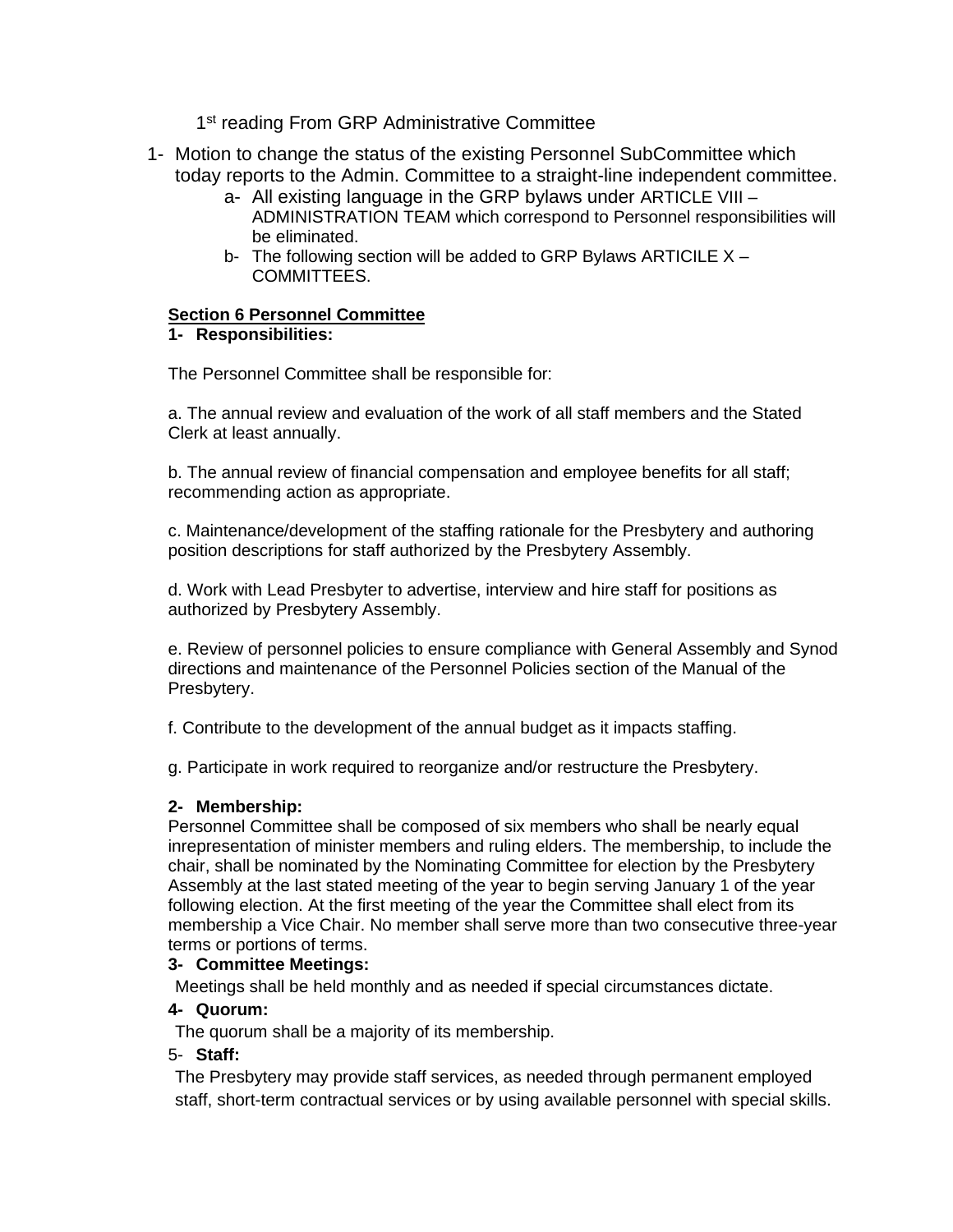1st reading From GRP Administrative Committee

1- Motion to change the status of the existing Personnel SubCommittee which today reports to the Admin. Committee to a straight-line independent committee.
   - a- All existing language in the GRP bylaws under ARTICLE VIII – ADMINISTRATION TEAM which correspond to Personnel responsibilities will be eliminated.
   - b- The following section will be added to GRP Bylaws ARTICILE X – COMMITTEES.

**Section 6 Personnel Committee**

**1- Responsibilities:**

The Personnel Committee shall be responsible for:

a. The annual review and evaluation of the work of all staff members and the Stated Clerk at least annually.

b. The annual review of financial compensation and employee benefits for all staff; recommending action as appropriate.

c. Maintenance/development of the staffing rationale for the Presbytery and authoring position descriptions for staff authorized by the Presbytery Assembly.

d. Work with Lead Presbyter to advertise, interview and hire staff for positions as authorized by Presbytery Assembly.

e. Review of personnel policies to ensure compliance with General Assembly and Synod directions and maintenance of the Personnel Policies section of the Manual of the Presbytery.

f. Contribute to the development of the annual budget as it impacts staffing.

g. Participate in work required to reorganize and/or restructure the Presbytery.

**2- Membership:**

Personnel Committee shall be composed of six members who shall be nearly equal inrepresentation of minister members and ruling elders. The membership, to include the chair, shall be nominated by the Nominating Committee for election by the Presbytery Assembly at the last stated meeting of the year to begin serving January 1 of the year following election. At the first meeting of the year the Committee shall elect from its membership a Vice Chair. No member shall serve more than two consecutive three-year terms or portions of terms.

**3- Committee Meetings:**

Meetings shall be held monthly and as needed if special circumstances dictate.

**4- Quorum:**

The quorum shall be a majority of its membership.

5- **Staff:**

The Presbytery may provide staff services, as needed through permanent employed staff, short-term contractual services or by using available personnel with special skills.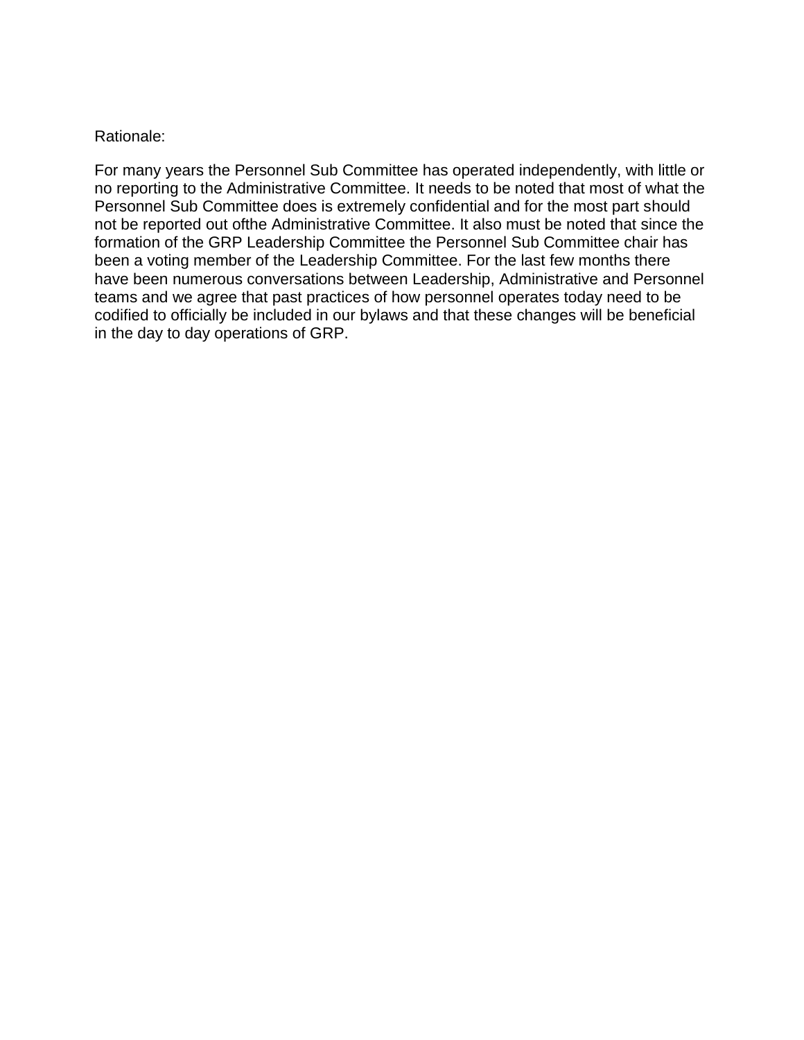Rationale:

For many years the Personnel Sub Committee has operated independently, with little or no reporting to the Administrative Committee. It needs to be noted that most of what the Personnel Sub Committee does is extremely confidential and for the most part should not be reported out ofthe Administrative Committee. It also must be noted that since the formation of the GRP Leadership Committee the Personnel Sub Committee chair has been a voting member of the Leadership Committee. For the last few months there have been numerous conversations between Leadership, Administrative and Personnel teams and we agree that past practices of how personnel operates today need to be codified to officially be included in our bylaws and that these changes will be beneficial in the day to day operations of GRP.